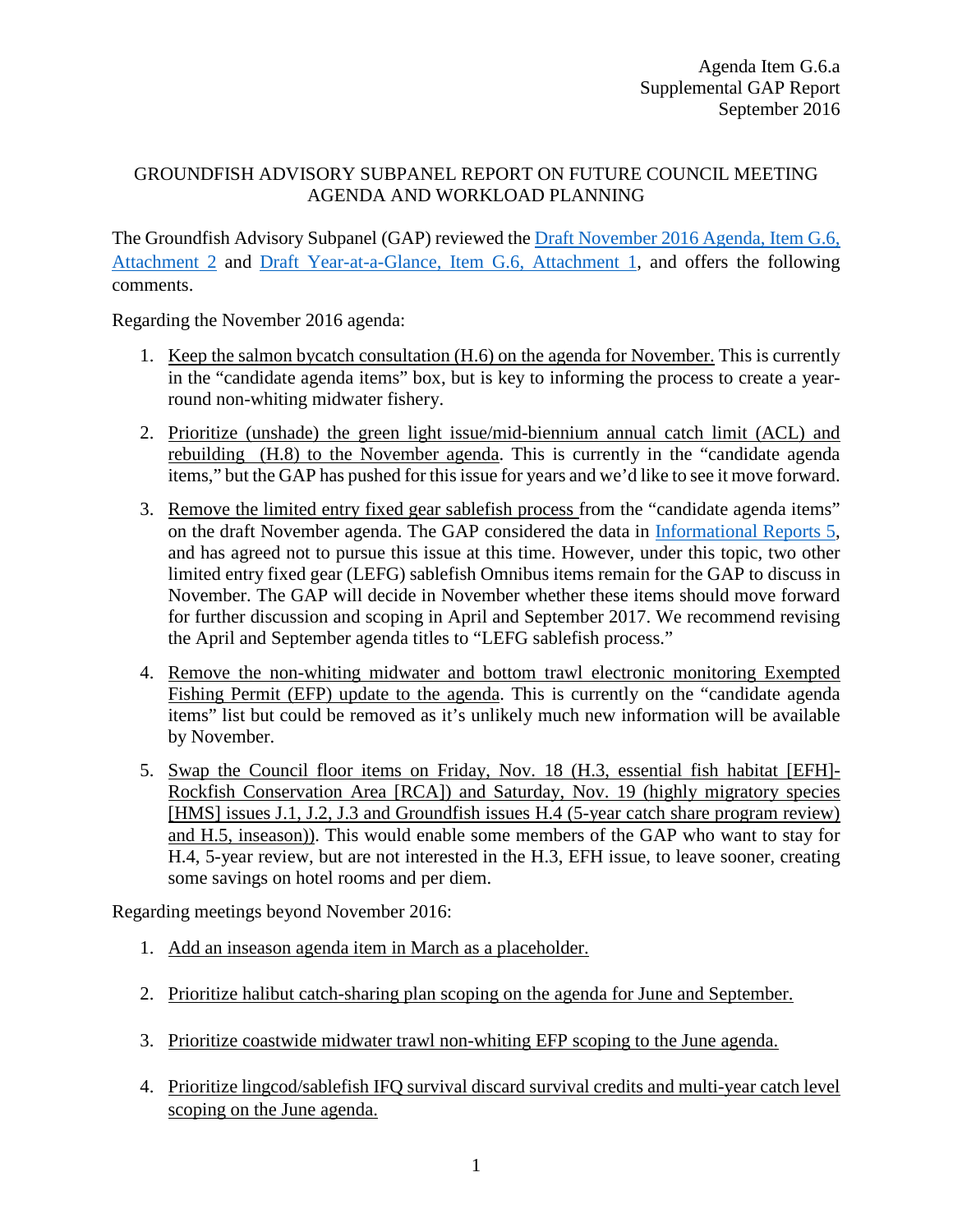Agenda Item G.6.a
Supplemental GAP Report
September 2016

# GROUNDFISH ADVISORY SUBPANEL REPORT ON FUTURE COUNCIL MEETING AGENDA AND WORKLOAD PLANNING

The Groundfish Advisory Subpanel (GAP) reviewed the Draft November 2016 Agenda, Item G.6, Attachment 2 and Draft Year-at-a-Glance, Item G.6, Attachment 1, and offers the following comments.

Regarding the November 2016 agenda:

1. Keep the salmon bycatch consultation (H.6) on the agenda for November. This is currently in the "candidate agenda items" box, but is key to informing the process to create a year-round non-whiting midwater fishery.

2. Prioritize (unshade) the green light issue/mid-biennium annual catch limit (ACL) and rebuilding (H.8) to the November agenda. This is currently in the "candidate agenda items," but the GAP has pushed for this issue for years and we'd like to see it move forward.

3. Remove the limited entry fixed gear sablefish process from the "candidate agenda items" on the draft November agenda. The GAP considered the data in Informational Reports 5, and has agreed not to pursue this issue at this time. However, under this topic, two other limited entry fixed gear (LEFG) sablefish Omnibus items remain for the GAP to discuss in November. The GAP will decide in November whether these items should move forward for further discussion and scoping in April and September 2017. We recommend revising the April and September agenda titles to "LEFG sablefish process."

4. Remove the non-whiting midwater and bottom trawl electronic monitoring Exempted Fishing Permit (EFP) update to the agenda. This is currently on the "candidate agenda items" list but could be removed as it's unlikely much new information will be available by November.

5. Swap the Council floor items on Friday, Nov. 18 (H.3, essential fish habitat [EFH]-Rockfish Conservation Area [RCA]) and Saturday, Nov. 19 (highly migratory species [HMS] issues J.1, J.2, J.3 and Groundfish issues H.4 (5-year catch share program review) and H.5, inseason)). This would enable some members of the GAP who want to stay for H.4, 5-year review, but are not interested in the H.3, EFH issue, to leave sooner, creating some savings on hotel rooms and per diem.

Regarding meetings beyond November 2016:

1. Add an inseason agenda item in March as a placeholder.

2. Prioritize halibut catch-sharing plan scoping on the agenda for June and September.

3. Prioritize coastwide midwater trawl non-whiting EFP scoping to the June agenda.

4. Prioritize lingcod/sablefish IFQ survival discard survival credits and multi-year catch level scoping on the June agenda.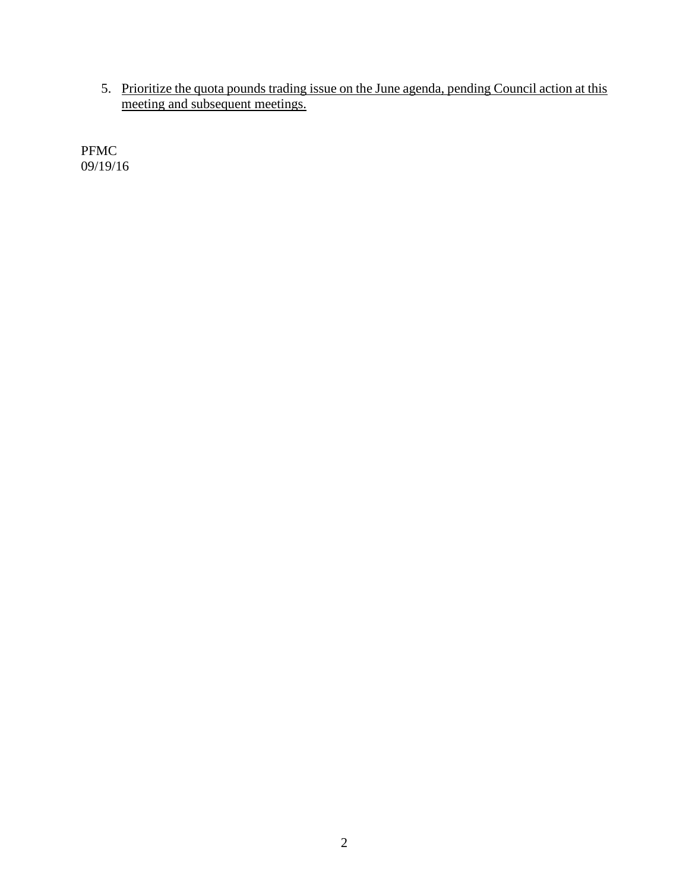5. <u>Prioritize the quota pounds trading issue on the June agenda, pending Council action at this meeting and subsequent meetings.</u>

PFMC
09/19/16